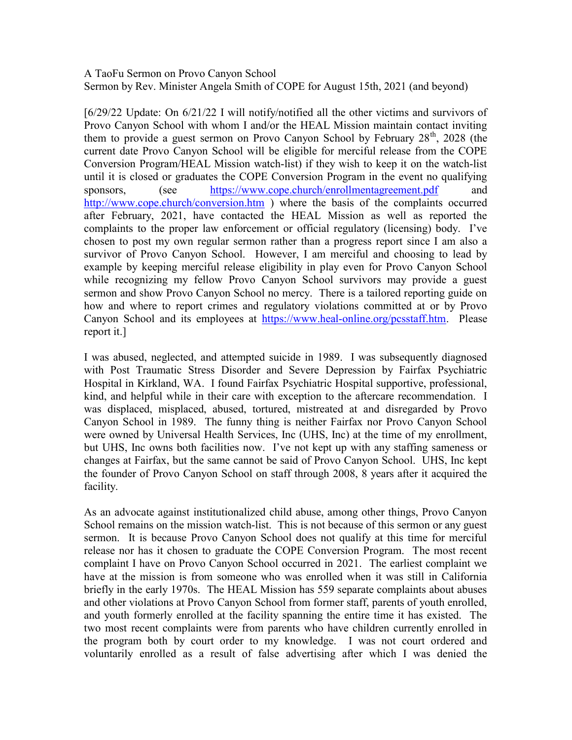A TaoFu Sermon on Provo Canyon School
Sermon by Rev. Minister Angela Smith of COPE for August 15th, 2021 (and beyond)

[6/29/22 Update: On 6/21/22 I will notify/notified all the other victims and survivors of Provo Canyon School with whom I and/or the HEAL Mission maintain contact inviting them to provide a guest sermon on Provo Canyon School by February 28th, 2028 (the current date Provo Canyon School will be eligible for merciful release from the COPE Conversion Program/HEAL Mission watch-list) if they wish to keep it on the watch-list until it is closed or graduates the COPE Conversion Program in the event no qualifying sponsors, (see https://www.cope.church/enrollmentagreement.pdf and http://www.cope.church/conversion.htm ) where the basis of the complaints occurred after February, 2021, have contacted the HEAL Mission as well as reported the complaints to the proper law enforcement or official regulatory (licensing) body. I've chosen to post my own regular sermon rather than a progress report since I am also a survivor of Provo Canyon School. However, I am merciful and choosing to lead by example by keeping merciful release eligibility in play even for Provo Canyon School while recognizing my fellow Provo Canyon School survivors may provide a guest sermon and show Provo Canyon School no mercy. There is a tailored reporting guide on how and where to report crimes and regulatory violations committed at or by Provo Canyon School and its employees at https://www.heal-online.org/pcsstaff.htm. Please report it.]

I was abused, neglected, and attempted suicide in 1989. I was subsequently diagnosed with Post Traumatic Stress Disorder and Severe Depression by Fairfax Psychiatric Hospital in Kirkland, WA. I found Fairfax Psychiatric Hospital supportive, professional, kind, and helpful while in their care with exception to the aftercare recommendation. I was displaced, misplaced, abused, tortured, mistreated at and disregarded by Provo Canyon School in 1989. The funny thing is neither Fairfax nor Provo Canyon School were owned by Universal Health Services, Inc (UHS, Inc) at the time of my enrollment, but UHS, Inc owns both facilities now. I've not kept up with any staffing sameness or changes at Fairfax, but the same cannot be said of Provo Canyon School. UHS, Inc kept the founder of Provo Canyon School on staff through 2008, 8 years after it acquired the facility.

As an advocate against institutionalized child abuse, among other things, Provo Canyon School remains on the mission watch-list. This is not because of this sermon or any guest sermon. It is because Provo Canyon School does not qualify at this time for merciful release nor has it chosen to graduate the COPE Conversion Program. The most recent complaint I have on Provo Canyon School occurred in 2021. The earliest complaint we have at the mission is from someone who was enrolled when it was still in California briefly in the early 1970s. The HEAL Mission has 559 separate complaints about abuses and other violations at Provo Canyon School from former staff, parents of youth enrolled, and youth formerly enrolled at the facility spanning the entire time it has existed. The two most recent complaints were from parents who have children currently enrolled in the program both by court order to my knowledge. I was not court ordered and voluntarily enrolled as a result of false advertising after which I was denied the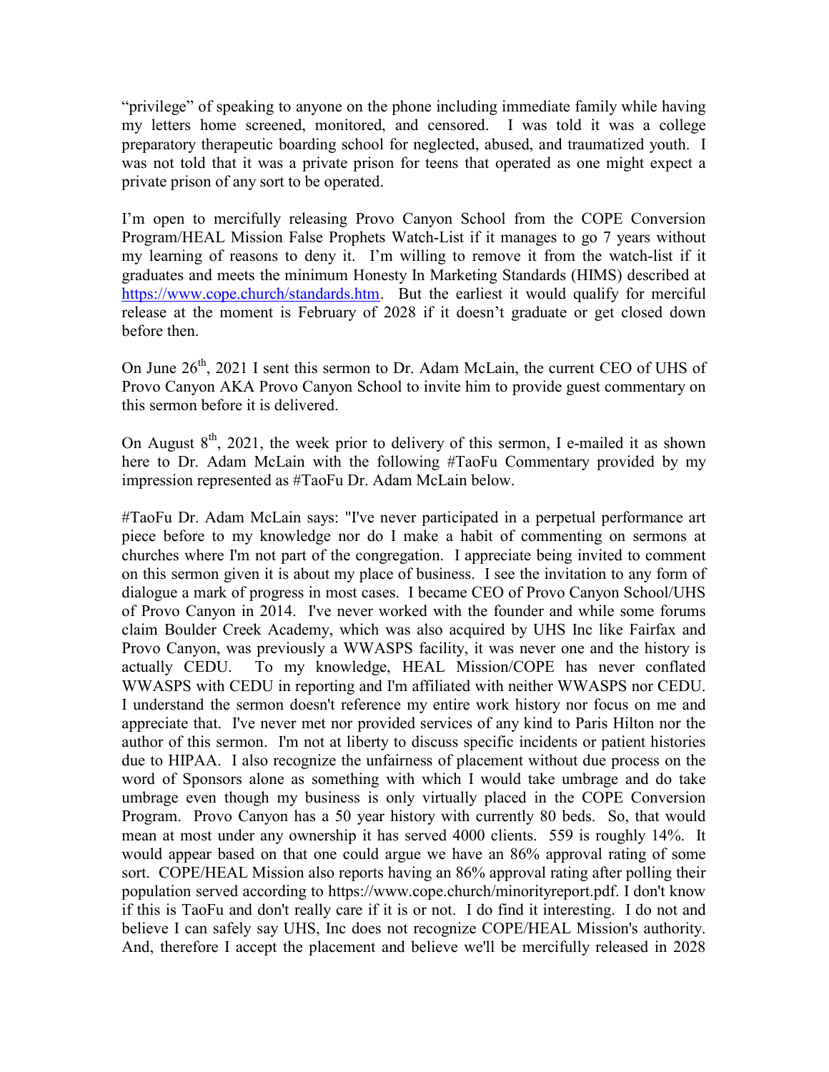"privilege" of speaking to anyone on the phone including immediate family while having my letters home screened, monitored, and censored. I was told it was a college preparatory therapeutic boarding school for neglected, abused, and traumatized youth. I was not told that it was a private prison for teens that operated as one might expect a private prison of any sort to be operated.

I'm open to mercifully releasing Provo Canyon School from the COPE Conversion Program/HEAL Mission False Prophets Watch-List if it manages to go 7 years without my learning of reasons to deny it. I'm willing to remove it from the watch-list if it graduates and meets the minimum Honesty In Marketing Standards (HIMS) described at https://www.cope.church/standards.htm. But the earliest it would qualify for merciful release at the moment is February of 2028 if it doesn't graduate or get closed down before then.

On June 26th, 2021 I sent this sermon to Dr. Adam McLain, the current CEO of UHS of Provo Canyon AKA Provo Canyon School to invite him to provide guest commentary on this sermon before it is delivered.

On August 8th, 2021, the week prior to delivery of this sermon, I e-mailed it as shown here to Dr. Adam McLain with the following #TaoFu Commentary provided by my impression represented as #TaoFu Dr. Adam McLain below.

#TaoFu Dr. Adam McLain says: "I've never participated in a perpetual performance art piece before to my knowledge nor do I make a habit of commenting on sermons at churches where I'm not part of the congregation. I appreciate being invited to comment on this sermon given it is about my place of business. I see the invitation to any form of dialogue a mark of progress in most cases. I became CEO of Provo Canyon School/UHS of Provo Canyon in 2014. I've never worked with the founder and while some forums claim Boulder Creek Academy, which was also acquired by UHS Inc like Fairfax and Provo Canyon, was previously a WWASPS facility, it was never one and the history is actually CEDU. To my knowledge, HEAL Mission/COPE has never conflated WWASPS with CEDU in reporting and I'm affiliated with neither WWASPS nor CEDU. I understand the sermon doesn't reference my entire work history nor focus on me and appreciate that. I've never met nor provided services of any kind to Paris Hilton nor the author of this sermon. I'm not at liberty to discuss specific incidents or patient histories due to HIPAA. I also recognize the unfairness of placement without due process on the word of Sponsors alone as something with which I would take umbrage and do take umbrage even though my business is only virtually placed in the COPE Conversion Program. Provo Canyon has a 50 year history with currently 80 beds. So, that would mean at most under any ownership it has served 4000 clients. 559 is roughly 14%. It would appear based on that one could argue we have an 86% approval rating of some sort. COPE/HEAL Mission also reports having an 86% approval rating after polling their population served according to https://www.cope.church/minorityreport.pdf. I don't know if this is TaoFu and don't really care if it is or not. I do find it interesting. I do not and believe I can safely say UHS, Inc does not recognize COPE/HEAL Mission's authority. And, therefore I accept the placement and believe we'll be mercifully released in 2028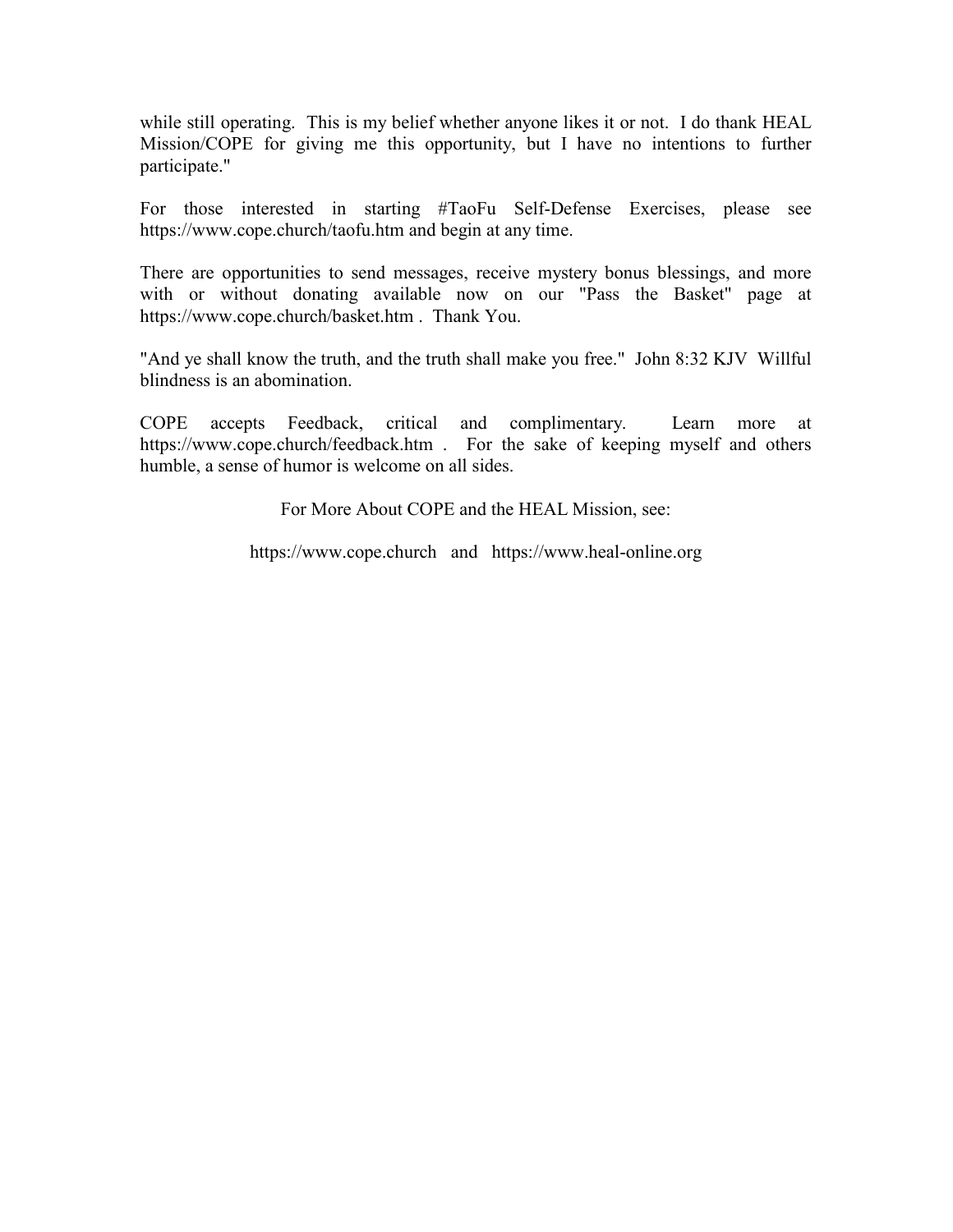while still operating. This is my belief whether anyone likes it or not. I do thank HEAL Mission/COPE for giving me this opportunity, but I have no intentions to further participate."

For those interested in starting #TaoFu Self-Defense Exercises, please see https://www.cope.church/taofu.htm and begin at any time.

There are opportunities to send messages, receive mystery bonus blessings, and more with or without donating available now on our "Pass the Basket" page at https://www.cope.church/basket.htm . Thank You.

"And ye shall know the truth, and the truth shall make you free." John 8:32 KJV Willful blindness is an abomination.

COPE accepts Feedback, critical and complimentary. Learn more at https://www.cope.church/feedback.htm . For the sake of keeping myself and others humble, a sense of humor is welcome on all sides.

For More About COPE and the HEAL Mission, see:

https://www.cope.church and https://www.heal-online.org